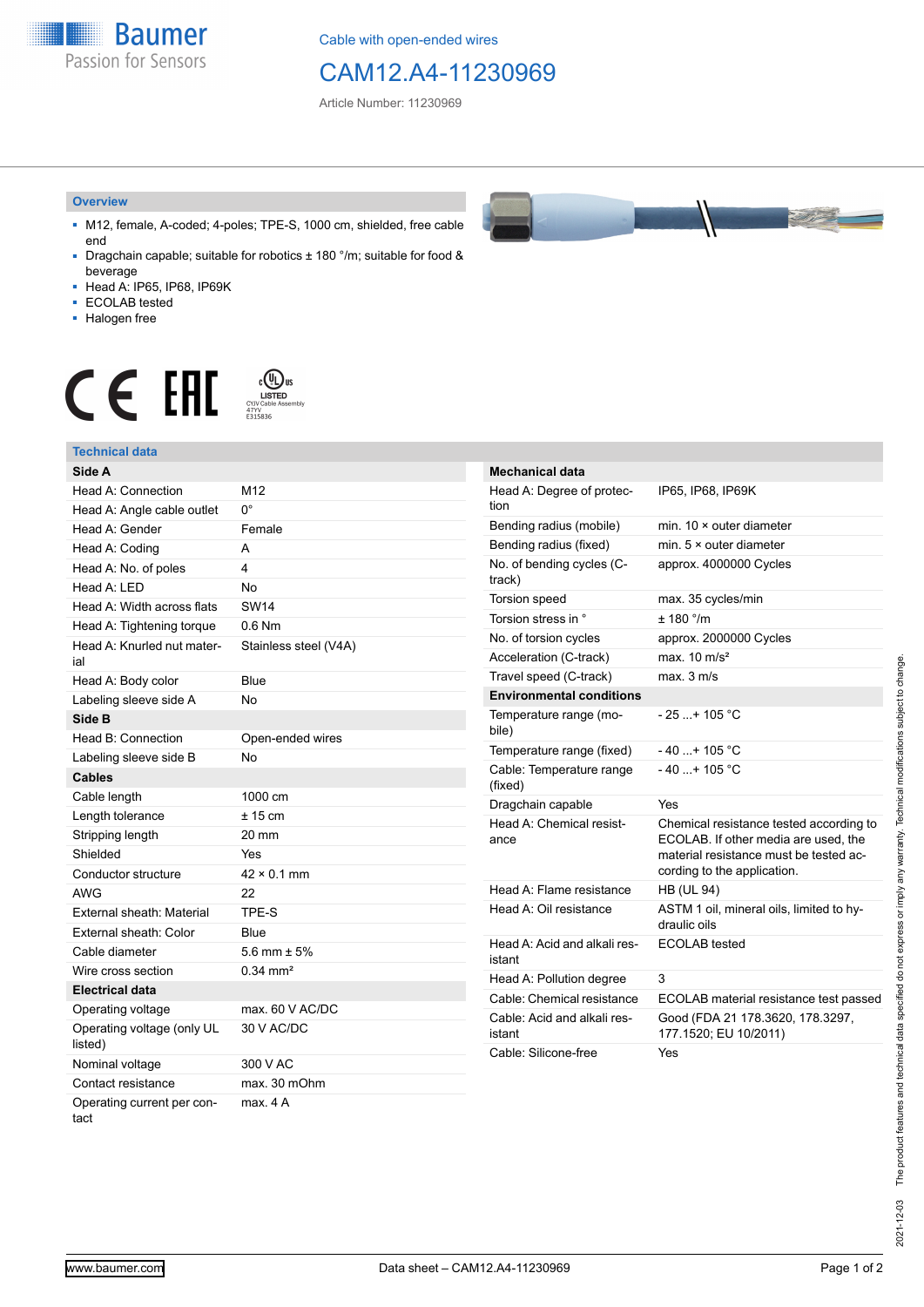Cable with open-ended wires

# CAM12.A4-11230969

Article Number: 11230969

## Overview

- M12, female, A-coded; 4-poles; TPE-S, 1000 cm, shielded, free cable end
- Dragchain capable; suitable for robotics ± 180 °/m; suitable for food & beverage
- Head A: IP65, IP68, IP69K
- ECOLAB tested
- Halogen free

## Technical data

| Side A | |
|---|---|
| Head A: Connection | M12 |
| Head A: Angle cable outlet | 0° |
| Head A: Gender | Female |
| Head A: Coding | A |
| Head A: No. of poles | 4 |
| Head A: LED | No |
| Head A: Width across flats | SW14 |
| Head A: Tightening torque | 0.6 Nm |
| Head A: Knurled nut material | Stainless steel (V4A) |
| Head A: Body color | Blue |
| Labeling sleeve side A | No |
| **Side B** | |
| Head B: Connection | Open-ended wires |
| Labeling sleeve side B | No |
| **Cables** | |
| Cable length | 1000 cm |
| Length tolerance | ± 15 cm |
| Stripping length | 20 mm |
| Shielded | Yes |
| Conductor structure | 42 × 0.1 mm |
| AWG | 22 |
| External sheath: Material | TPE-S |
| External sheath: Color | Blue |
| Cable diameter | 5.6 mm ± 5% |
| Wire cross section | 0.34 mm² |
| **Electrical data** | |
| Operating voltage | max. 60 V AC/DC |
| Operating voltage (only UL listed) | 30 V AC/DC |
| Nominal voltage | 300 V AC |
| Contact resistance | max. 30 mOhm |
| Operating current per contact | max. 4 A |

| Mechanical data | |
|---|---|
| Head A: Degree of protection | IP65, IP68, IP69K |
| Bending radius (mobile) | min. 10 × outer diameter |
| Bending radius (fixed) | min. 5 × outer diameter |
| No. of bending cycles (C-track) | approx. 4000000 Cycles |
| Torsion speed | max. 35 cycles/min |
| Torsion stress in ° | ± 180 °/m |
| No. of torsion cycles | approx. 2000000 Cycles |
| Acceleration (C-track) | max. 10 m/s² |
| Travel speed (C-track) | max. 3 m/s |
| **Environmental conditions** | |
| Temperature range (mobile) | - 25 ...+ 105 °C |
| Temperature range (fixed) | - 40 ...+ 105 °C |
| Cable: Temperature range (fixed) | - 40 ...+ 105 °C |
| Dragchain capable | Yes |
| Head A: Chemical resistance | Chemical resistance tested according to ECOLAB. If other media are used, the material resistance must be tested according to the application. |
| Head A: Flame resistance | HB (UL 94) |
| Head A: Oil resistance | ASTM 1 oil, mineral oils, limited to hydraulic oils |
| Head A: Acid and alkali resistant | ECOLAB tested |
| Head A: Pollution degree | 3 |
| Cable: Chemical resistance | ECOLAB material resistance test passed |
| Cable: Acid and alkali resistant | Good (FDA 21 178.3620, 178.3297, 177.1520; EU 10/2011) |
| Cable: Silicone-free | Yes |

2021-12-03 The product features and technical data specified do not express or imply any warranty. Technical modifications subject to change.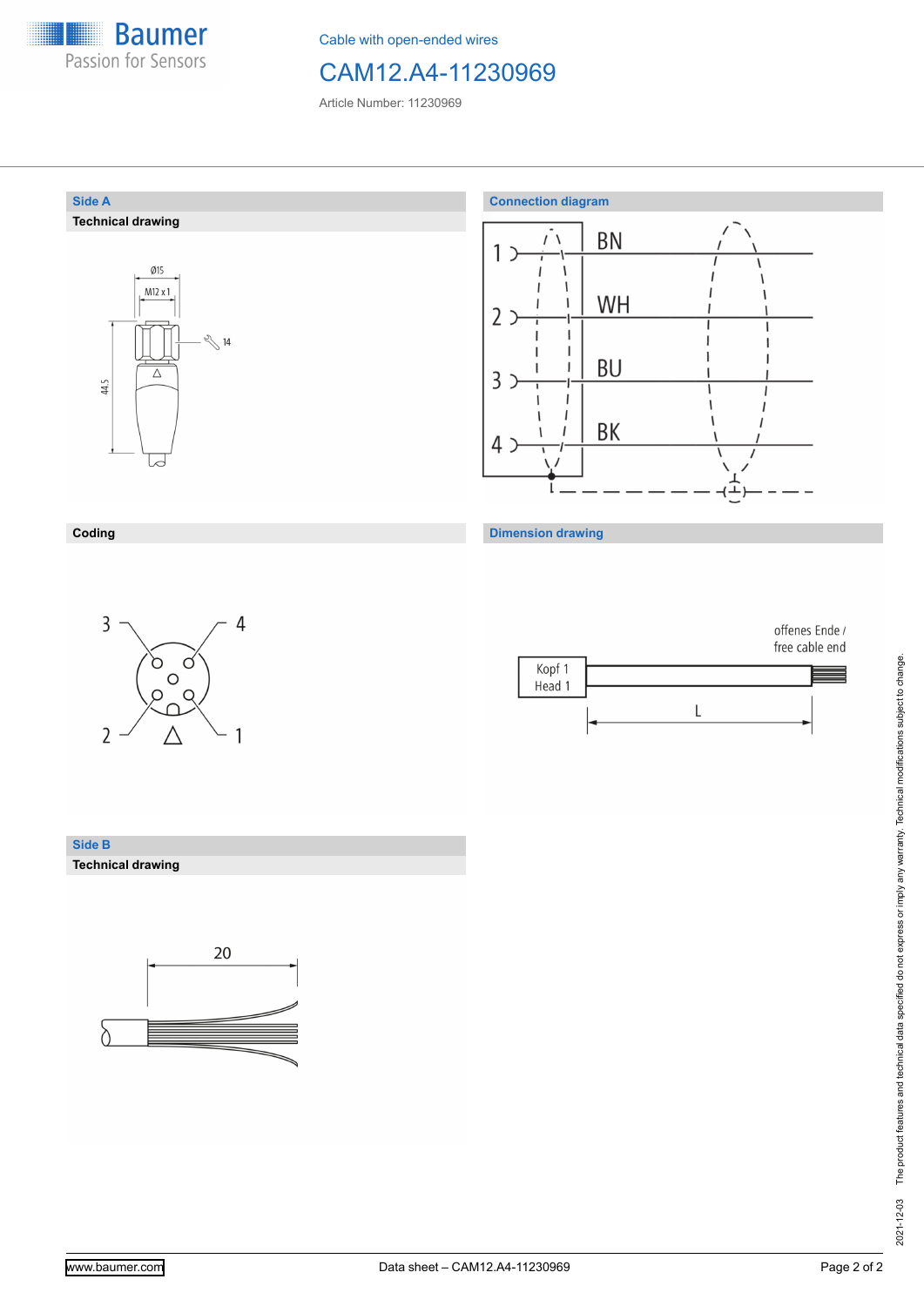Cable with open-ended wires

# CAM12.A4-11230969

Article Number: 11230969

## Side A

### Technical drawing

Ø15

M12 x 1

14

44.5

## Connection diagram

1 BN

2 WH

3 BU

4 BK

## Coding

3 4

2 1

## Dimension drawing

offenes Ende / free cable end

Kopf 1
Head 1

L

## Side B

### Technical drawing

20

The product features and technical data specified do not express or imply any warranty. Technical modifications subject to change.

2021-12-03

www.baumer.com

Data sheet – CAM12.A4-11230969